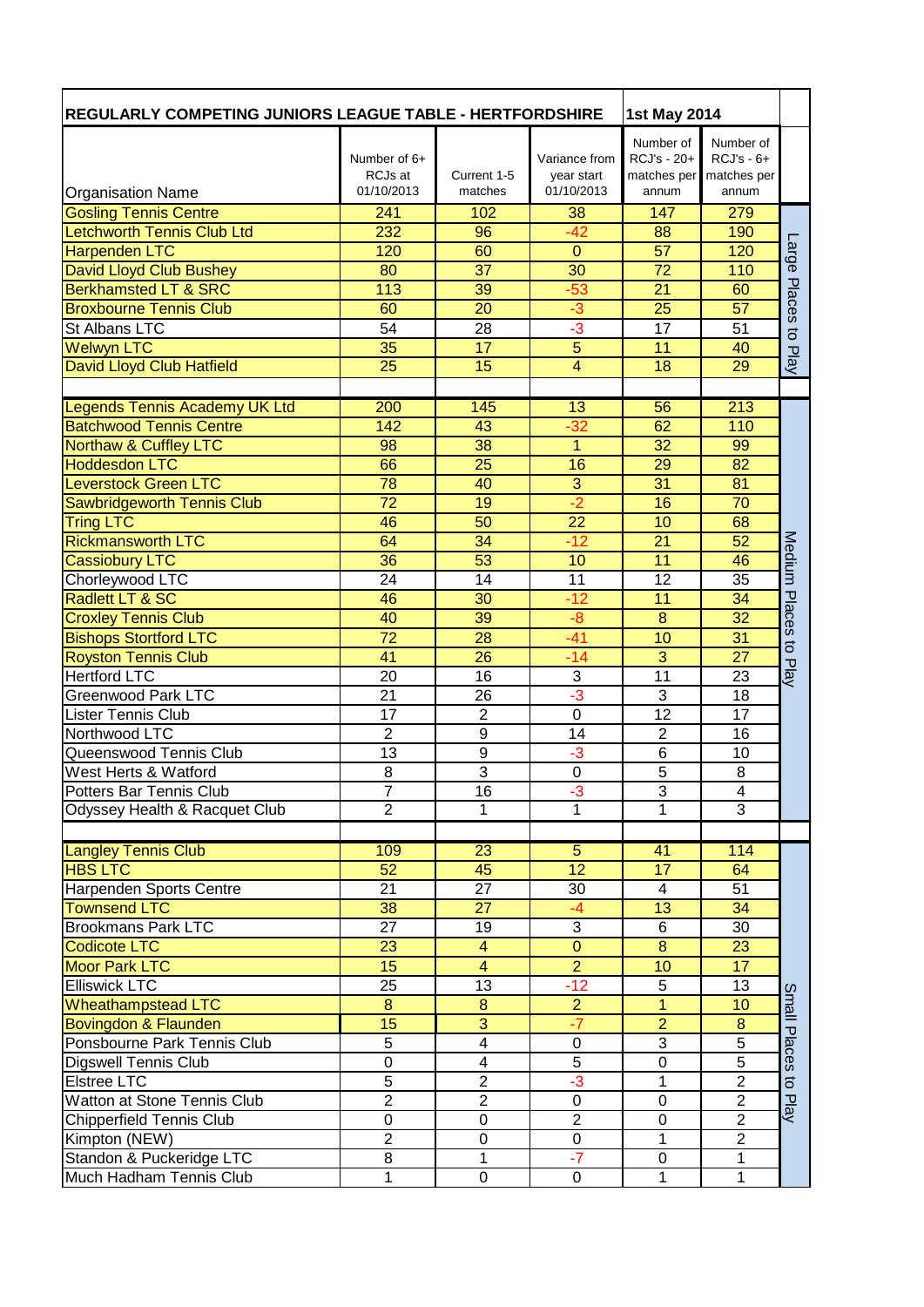| REGULARLY COMPETING JUNIORS LEAGUE TABLE - HERTFORDSHIRE | | | | 1st May 2014 | | |
|---|---|---|---|---|---|---|
| Organisation Name | Number of 6+ RCJs at 01/10/2013 | Current 1-5 matches | Variance from year start 01/10/2013 | Number of RCJ's - 20+ matches per annum | Number of RCJ's - 6+ matches per annum | |
| Gosling Tennis Centre | 241 | 102 | 38 | 147 | 279 | Large Places to Play |
| Letchworth Tennis Club Ltd | 232 | 96 | -42 | 88 | 190 | |
| Harpenden LTC | 120 | 60 | 0 | 57 | 120 | |
| David Lloyd Club Bushey | 80 | 37 | 30 | 72 | 110 | |
| Berkhamsted LT & SRC | 113 | 39 | -53 | 21 | 60 | |
| Broxbourne Tennis Club | 60 | 20 | -3 | 25 | 57 | |
| St Albans LTC | 54 | 28 | -3 | 17 | 51 | |
| Welwyn LTC | 35 | 17 | 5 | 11 | 40 | |
| David Lloyd Club Hatfield | 25 | 15 | 4 | 18 | 29 | |
| | | | | | | |
| Legends Tennis Academy UK Ltd | 200 | 145 | 13 | 56 | 213 | Medium Places to Play |
| Batchwood Tennis Centre | 142 | 43 | -32 | 62 | 110 | |
| Northaw & Cuffley LTC | 98 | 38 | 1 | 32 | 99 | |
| Hoddesdon LTC | 66 | 25 | 16 | 29 | 82 | |
| Leverstock Green LTC | 78 | 40 | 3 | 31 | 81 | |
| Sawbridgeworth Tennis Club | 72 | 19 | -2 | 16 | 70 | |
| Tring LTC | 46 | 50 | 22 | 10 | 68 | |
| Rickmansworth LTC | 64 | 34 | -12 | 21 | 52 | |
| Cassiobury LTC | 36 | 53 | 10 | 11 | 46 | |
| Chorleywood LTC | 24 | 14 | 11 | 12 | 35 | |
| Radlett LT & SC | 46 | 30 | -12 | 11 | 34 | |
| Croxley Tennis Club | 40 | 39 | -8 | 8 | 32 | |
| Bishops Stortford LTC | 72 | 28 | -41 | 10 | 31 | |
| Royston Tennis Club | 41 | 26 | -14 | 3 | 27 | |
| Hertford LTC | 20 | 16 | 3 | 11 | 23 | |
| Greenwood Park LTC | 21 | 26 | -3 | 3 | 18 | |
| Lister Tennis Club | 17 | 2 | 0 | 12 | 17 | |
| Northwood LTC | 2 | 9 | 14 | 2 | 16 | |
| Queenswood Tennis Club | 13 | 9 | -3 | 6 | 10 | |
| West Herts & Watford | 8 | 3 | 0 | 5 | 8 | |
| Potters Bar Tennis Club | 7 | 16 | -3 | 3 | 4 | |
| Odyssey Health & Racquet Club | 2 | 1 | 1 | 1 | 3 | |
| | | | | | | |
| Langley Tennis Club | 109 | 23 | 5 | 41 | 114 | Small Places to Play |
| HBS LTC | 52 | 45 | 12 | 17 | 64 | |
| Harpenden Sports Centre | 21 | 27 | 30 | 4 | 51 | |
| Townsend LTC | 38 | 27 | -4 | 13 | 34 | |
| Brookmans Park LTC | 27 | 19 | 3 | 6 | 30 | |
| Codicote LTC | 23 | 4 | 0 | 8 | 23 | |
| Moor Park LTC | 15 | 4 | 2 | 10 | 17 | |
| Elliswick LTC | 25 | 13 | -12 | 5 | 13 | |
| Wheathampstead LTC | 8 | 8 | 2 | 1 | 10 | |
| Bovingdon & Flaunden | 15 | 3 | -7 | 2 | 8 | |
| Ponsbourne Park Tennis Club | 5 | 4 | 0 | 3 | 5 | |
| Digswell Tennis Club | 0 | 4 | 5 | 0 | 5 | |
| Elstree LTC | 5 | 2 | -3 | 1 | 2 | |
| Watton at Stone Tennis Club | 2 | 2 | 0 | 0 | 2 | |
| Chipperfield Tennis Club | 0 | 0 | 2 | 0 | 2 | |
| Kimpton (NEW) | 2 | 0 | 0 | 1 | 2 | |
| Standon & Puckeridge LTC | 8 | 1 | -7 | 0 | 1 | |
| Much Hadham Tennis Club | 1 | 0 | 0 | 1 | 1 | |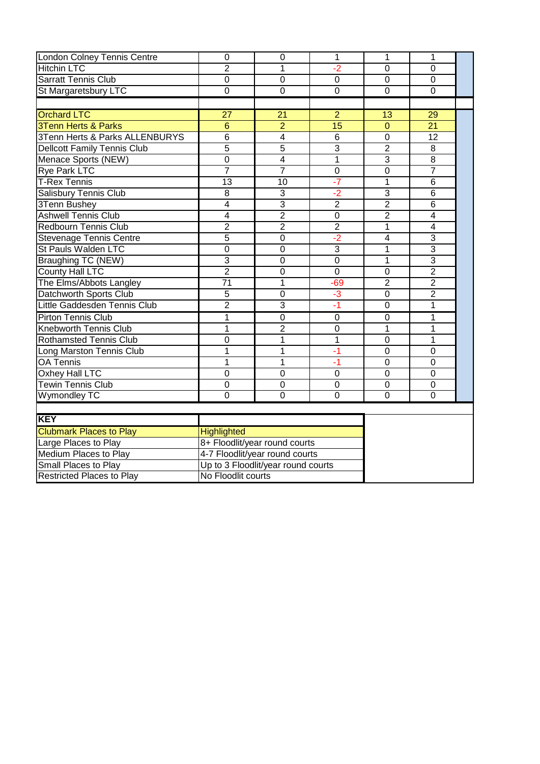| | | | | | | |
|---|---|---|---|---|---|---|
| London Colney Tennis Centre | 0 | 0 | 1 | 1 | 1 | |
| Hitchin LTC | 2 | 1 | -2 | 0 | 0 | |
| Sarratt Tennis Club | 0 | 0 | 0 | 0 | 0 | |
| St Margaretsbury LTC | 0 | 0 | 0 | 0 | 0 | |
| | | | | | | |
| Orchard LTC | 27 | 21 | 2 | 13 | 29 | |
| 3Tenn Herts & Parks | 6 | 2 | 15 | 0 | 21 | |
| 3Tenn Herts & Parks ALLENBURYS | 6 | 4 | 6 | 0 | 12 | |
| Dellcott Family Tennis Club | 5 | 5 | 3 | 2 | 8 | |
| Menace Sports (NEW) | 0 | 4 | 1 | 3 | 8 | |
| Rye Park LTC | 7 | 7 | 0 | 0 | 7 | |
| T-Rex Tennis | 13 | 10 | -7 | 1 | 6 | |
| Salisbury Tennis Club | 8 | 3 | -2 | 3 | 6 | |
| 3Tenn Bushey | 4 | 3 | 2 | 2 | 6 | |
| Ashwell Tennis Club | 4 | 2 | 0 | 2 | 4 | |
| Redbourn Tennis Club | 2 | 2 | 2 | 1 | 4 | |
| Stevenage Tennis Centre | 5 | 0 | -2 | 4 | 3 | |
| St Pauls Walden LTC | 0 | 0 | 3 | 1 | 3 | |
| Braughing TC (NEW) | 3 | 0 | 0 | 1 | 3 | |
| County Hall LTC | 2 | 0 | 0 | 0 | 2 | |
| The Elms/Abbots Langley | 71 | 1 | -69 | 2 | 2 | |
| Datchworth Sports Club | 5 | 0 | -3 | 0 | 2 | |
| Little Gaddesden Tennis Club | 2 | 3 | -1 | 0 | 1 | |
| Pirton Tennis Club | 1 | 0 | 0 | 0 | 1 | |
| Knebworth Tennis Club | 1 | 2 | 0 | 1 | 1 | |
| Rothamsted Tennis Club | 0 | 1 | 1 | 0 | 1 | |
| Long Marston Tennis Club | 1 | 1 | -1 | 0 | 0 | |
| OA Tennis | 1 | 1 | -1 | 0 | 0 | |
| Oxhey Hall LTC | 0 | 0 | 0 | 0 | 0 | |
| Tewin Tennis Club | 0 | 0 | 0 | 0 | 0 | |
| Wymondley TC | 0 | 0 | 0 | 0 | 0 | |

| KEY | |
|---|---|
| Clubmark Places to Play | Highlighted |
| Large Places to Play | 8+ Floodlit/year round courts |
| Medium Places to Play | 4-7 Floodlit/year round courts |
| Small Places to Play | Up to 3 Floodlit/year round courts |
| Restricted Places to Play | No Floodlit courts |